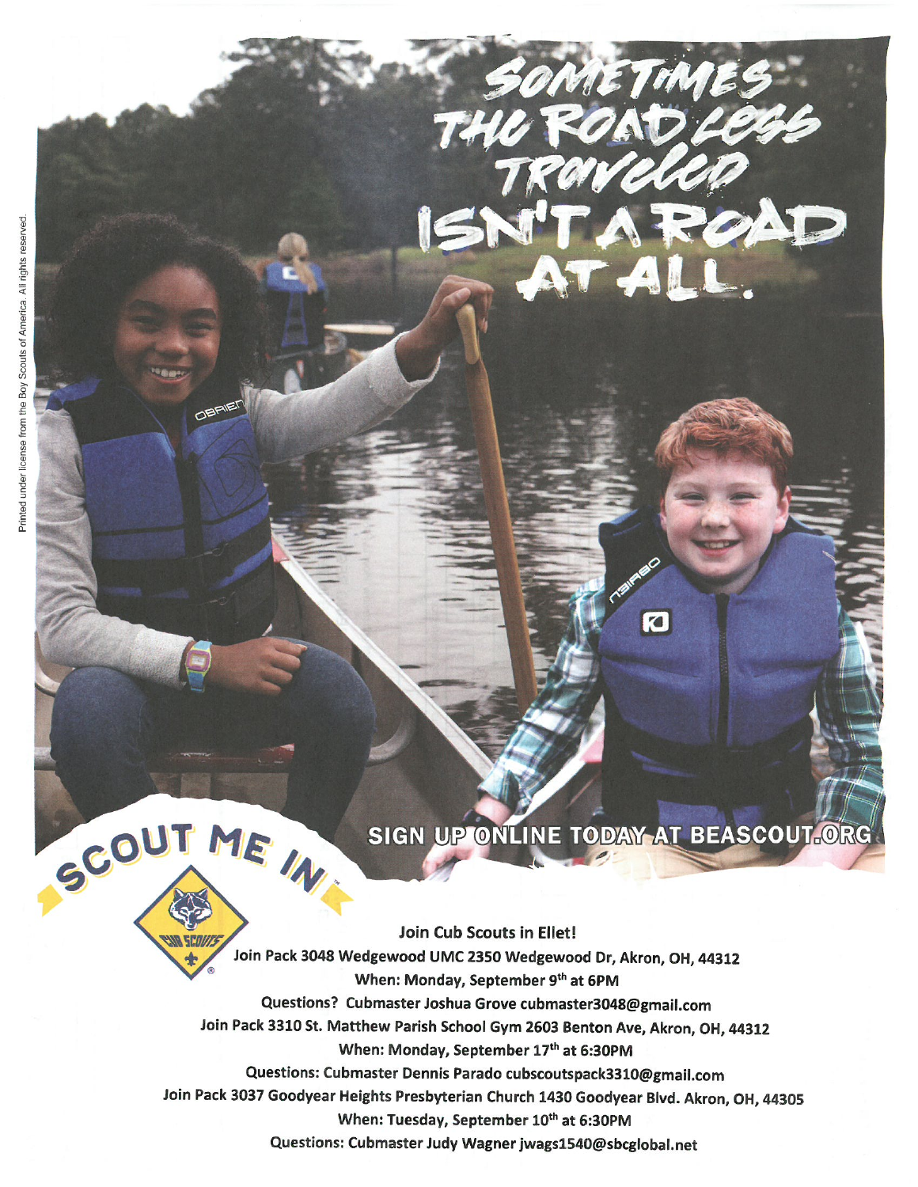# SOMETIMES THE ROAD LESS TRAVELED ISN'T A ROAD AT ALL.

**SIGN UP ONLINE TODAY AT BEASCOUT.ORG**

**SCOUT ME IN™**

CUB SCOUTS

Printed under license from the Boy Scouts of America. All rights reserved.

**Join Cub Scouts in Ellet!**

**Join Pack 3048 Wedgewood UMC 2350 Wedgewood Dr, Akron, OH, 44312**

**When: Monday, September 9th at 6PM**

**Questions? Cubmaster Joshua Grove cubmaster3048@gmail.com**

**Join Pack 3310 St. Matthew Parish School Gym 2603 Benton Ave, Akron, OH, 44312**

**When: Monday, September 17th at 6:30PM**

**Questions: Cubmaster Dennis Parado cubscoutspack3310@gmail.com**

**Join Pack 3037 Goodyear Heights Presbyterian Church 1430 Goodyear Blvd. Akron, OH, 44305**

**When: Tuesday, September 10th at 6:30PM**

**Questions: Cubmaster Judy Wagner jwags1540@sbcglobal.net**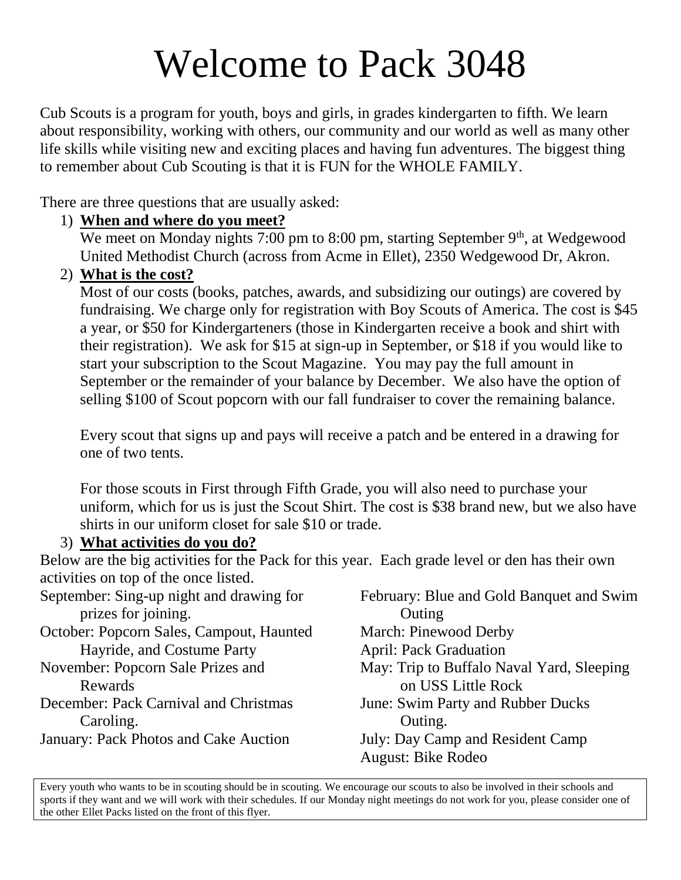# Welcome to Pack 3048

Cub Scouts is a program for youth, boys and girls, in grades kindergarten to fifth. We learn about responsibility, working with others, our community and our world as well as many other life skills while visiting new and exciting places and having fun adventures. The biggest thing to remember about Cub Scouting is that it is FUN for the WHOLE FAMILY.

There are three questions that are usually asked:

1) **When and where do you meet?**
   We meet on Monday nights 7:00 pm to 8:00 pm, starting September 9th, at Wedgewood United Methodist Church (across from Acme in Ellet), 2350 Wedgewood Dr, Akron.
2) **What is the cost?**
   Most of our costs (books, patches, awards, and subsidizing our outings) are covered by fundraising. We charge only for registration with Boy Scouts of America. The cost is $45 a year, or $50 for Kindergarteners (those in Kindergarten receive a book and shirt with their registration). We ask for $15 at sign-up in September, or $18 if you would like to start your subscription to the Scout Magazine. You may pay the full amount in September or the remainder of your balance by December. We also have the option of selling $100 of Scout popcorn with our fall fundraiser to cover the remaining balance.

   Every scout that signs up and pays will receive a patch and be entered in a drawing for one of two tents.

   For those scouts in First through Fifth Grade, you will also need to purchase your uniform, which for us is just the Scout Shirt. The cost is $38 brand new, but we also have shirts in our uniform closet for sale $10 or trade.
3) **What activities do you do?**

Below are the big activities for the Pack for this year. Each grade level or den has their own activities on top of the once listed.

September: Sing-up night and drawing for prizes for joining.
October: Popcorn Sales, Campout, Haunted Hayride, and Costume Party
November: Popcorn Sale Prizes and Rewards
December: Pack Carnival and Christmas Caroling.
January: Pack Photos and Cake Auction
February: Blue and Gold Banquet and Swim Outing
March: Pinewood Derby
April: Pack Graduation
May: Trip to Buffalo Naval Yard, Sleeping on USS Little Rock
June: Swim Party and Rubber Ducks Outing.
July: Day Camp and Resident Camp
August: Bike Rodeo

Every youth who wants to be in scouting should be in scouting. We encourage our scouts to also be involved in their schools and sports if they want and we will work with their schedules. If our Monday night meetings do not work for you, please consider one of the other Ellet Packs listed on the front of this flyer.